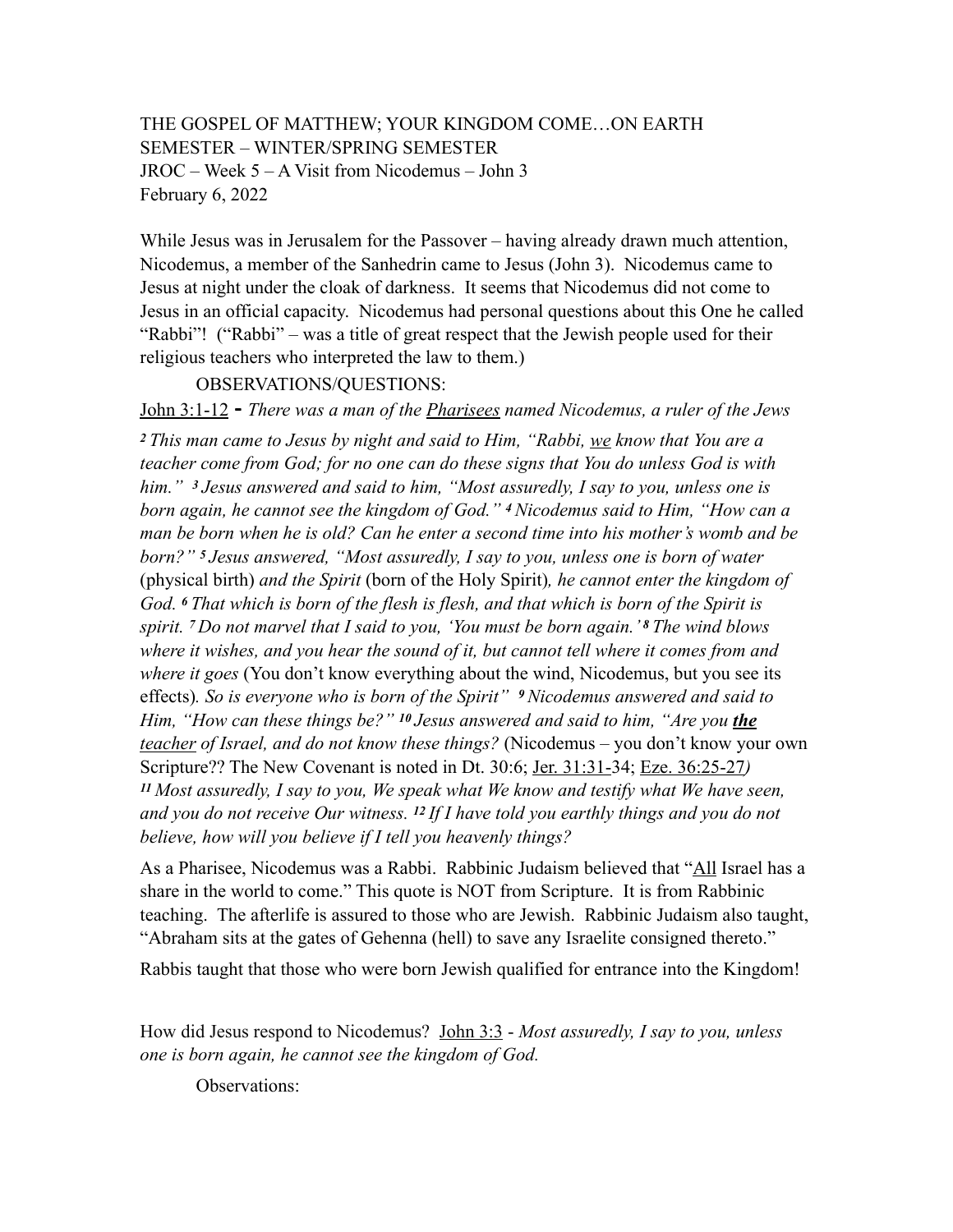THE GOSPEL OF MATTHEW; YOUR KINGDOM COME…ON EARTH
SEMESTER – WINTER/SPRING SEMESTER
JROC – Week 5 – A Visit from Nicodemus – John 3
February 6, 2022

While Jesus was in Jerusalem for the Passover – having already drawn much attention, Nicodemus, a member of the Sanhedrin came to Jesus (John 3). Nicodemus came to Jesus at night under the cloak of darkness. It seems that Nicodemus did not come to Jesus in an official capacity. Nicodemus had personal questions about this One he called "Rabbi"! ("Rabbi" – was a title of great respect that the Jewish people used for their religious teachers who interpreted the law to them.)

OBSERVATIONS/QUESTIONS:

<u>John 3:1-12</u> - *There was a man of the <u>Pharisees</u> named Nicodemus, a ruler of the Jews* *2 This man came to Jesus by night and said to Him, "Rabbi, <u>we</u> know that You are a teacher come from God; for no one can do these signs that You do unless God is with him." 3 Jesus answered and said to him, "Most assuredly, I say to you, unless one is born again, he cannot see the kingdom of God." 4 Nicodemus said to Him, "How can a man be born when he is old? Can he enter a second time into his mother's womb and be born?" 5 Jesus answered, "Most assuredly, I say to you, unless one is born of water* (physical birth) *and the Spirit* (born of the Holy Spirit)*, he cannot enter the kingdom of God. 6 That which is born of the flesh is flesh, and that which is born of the Spirit is spirit. 7 Do not marvel that I said to you, 'You must be born again.' 8 The wind blows where it wishes, and you hear the sound of it, but cannot tell where it comes from and where it goes* (You don't know everything about the wind, Nicodemus, but you see its effects)*. So is everyone who is born of the Spirit" 9 Nicodemus answered and said to Him, "How can these things be?" 10 Jesus answered and said to him, "Are you **<u>the</u>** <u>teacher</u> of Israel, and do not know these things?* (Nicodemus – you don't know your own Scripture?? The New Covenant is noted in Dt. 30:6; <u>Jer. 31:31-</u>34; <u>Eze. 36:25-27</u>) *11 Most assuredly, I say to you, We speak what We know and testify what We have seen, and you do not receive Our witness. 12 If I have told you earthly things and you do not believe, how will you believe if I tell you heavenly things?*

As a Pharisee, Nicodemus was a Rabbi. Rabbinic Judaism believed that "<u>All</u> Israel has a share in the world to come." This quote is NOT from Scripture. It is from Rabbinic teaching. The afterlife is assured to those who are Jewish. Rabbinic Judaism also taught, "Abraham sits at the gates of Gehenna (hell) to save any Israelite consigned thereto."

Rabbis taught that those who were born Jewish qualified for entrance into the Kingdom!

How did Jesus respond to Nicodemus? <u>John 3:3</u> - *Most assuredly, I say to you, unless one is born again, he cannot see the kingdom of God.*

Observations: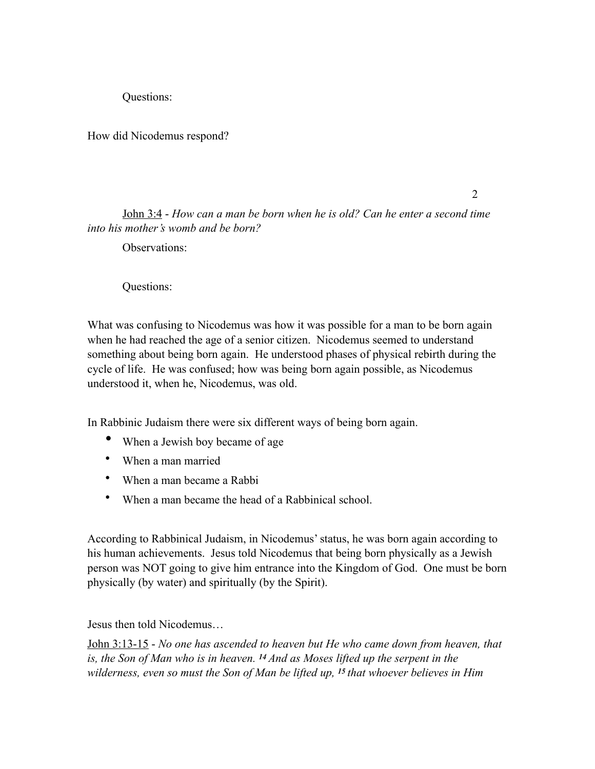Questions:

How did Nicodemus respond?

John 3:4 - *How can a man be born when he is old? Can he enter a second time into his mother's womb and be born?*

Observations:

Questions:

What was confusing to Nicodemus was how it was possible for a man to be born again when he had reached the age of a senior citizen. Nicodemus seemed to understand something about being born again. He understood phases of physical rebirth during the cycle of life. He was confused; how was being born again possible, as Nicodemus understood it, when he, Nicodemus, was old.

In Rabbinic Judaism there were six different ways of being born again.

- When a Jewish boy became of age
- When a man married
- When a man became a Rabbi
- When a man became the head of a Rabbinical school.

According to Rabbinical Judaism, in Nicodemus' status, he was born again according to his human achievements. Jesus told Nicodemus that being born physically as a Jewish person was NOT going to give him entrance into the Kingdom of God. One must be born physically (by water) and spiritually (by the Spirit).

Jesus then told Nicodemus…

John 3:13-15 - *No one has ascended to heaven but He who came down from heaven, that is, the Son of Man who is in heaven. **14** And as Moses lifted up the serpent in the wilderness, even so must the Son of Man be lifted up, **15** that whoever believes in Him*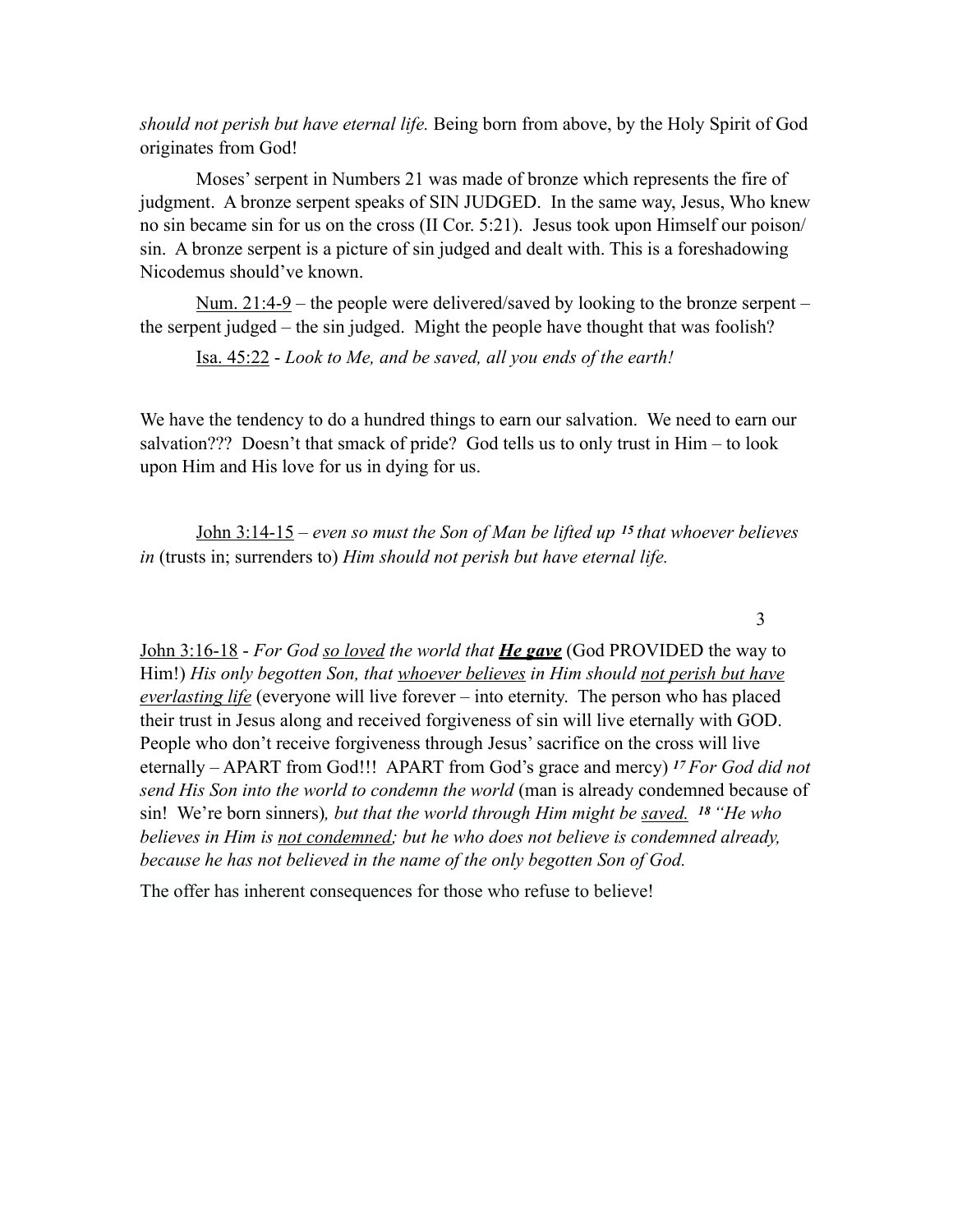*should not perish but have eternal life.* Being born from above, by the Holy Spirit of God originates from God!

Moses' serpent in Numbers 21 was made of bronze which represents the fire of judgment. A bronze serpent speaks of SIN JUDGED. In the same way, Jesus, Who knew no sin became sin for us on the cross (II Cor. 5:21). Jesus took upon Himself our poison/ sin. A bronze serpent is a picture of sin judged and dealt with. This is a foreshadowing Nicodemus should've known.

<u>Num. 21:4-9</u> – the people were delivered/saved by looking to the bronze serpent – the serpent judged – the sin judged. Might the people have thought that was foolish?

<u>Isa. 45:22</u> - *Look to Me, and be saved, all you ends of the earth!*

We have the tendency to do a hundred things to earn our salvation. We need to earn our salvation??? Doesn't that smack of pride? God tells us to only trust in Him – to look upon Him and His love for us in dying for us.

<u>John 3:14-15</u> – *even so must the Son of Man be lifted up* ***15*** *that whoever believes in* (trusts in; surrenders to) *Him should not perish but have eternal life.*

<u>John 3:16-18</u> - *For God <u>so loved</u> the world that **<u>He gave</u>*** (God PROVIDED the way to Him!) *His only begotten Son, that <u>whoever believes</u> in Him should <u>not perish but have everlasting life</u>* (everyone will live forever – into eternity. The person who has placed their trust in Jesus along and received forgiveness of sin will live eternally with GOD. People who don't receive forgiveness through Jesus' sacrifice on the cross will live eternally – APART from God!!! APART from God's grace and mercy) ***17*** *For God did not send His Son into the world to condemn the world* (man is already condemned because of sin! We're born sinners)*, but that the world through Him might be <u>saved.</u>* ***18*** *"He who believes in Him is <u>not condemned</u>; but he who does not believe is condemned already, because he has not believed in the name of the only begotten Son of God.*

The offer has inherent consequences for those who refuse to believe!